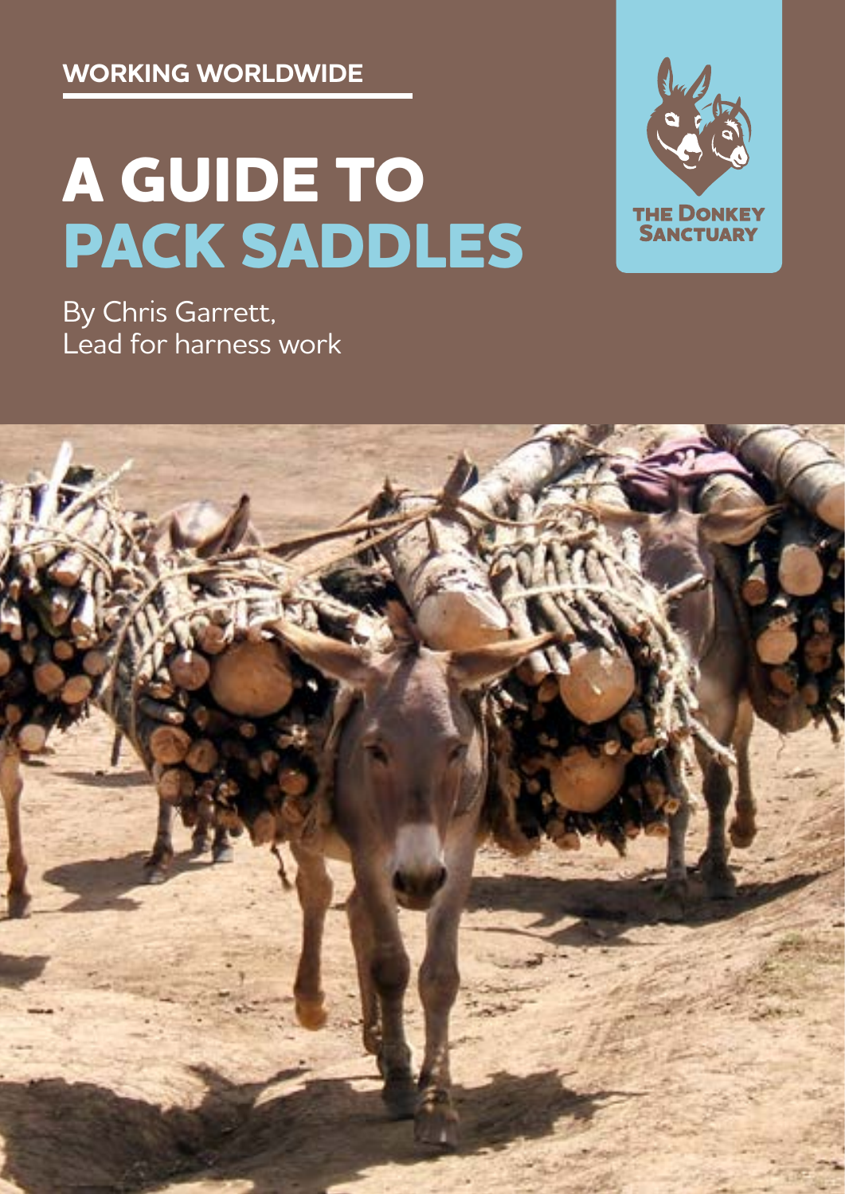WORKING WORLDWIDE

# A GUIDE TO PACK SADDLES

THE DONKEY SANCTUARY

By Chris Garrett,
Lead for harness work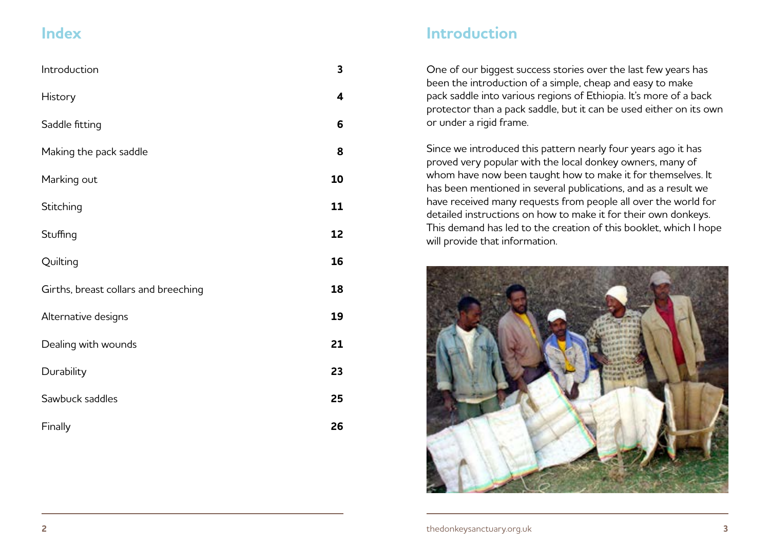## Index

| | |
|---|---|
| Introduction | **3** |
| History | **4** |
| Saddle fitting | **6** |
| Making the pack saddle | **8** |
| Marking out | **10** |
| Stitching | **11** |
| Stuffing | **12** |
| Quilting | **16** |
| Girths, breast collars and breeching | **18** |
| Alternative designs | **19** |
| Dealing with wounds | **21** |
| Durability | **23** |
| Sawbuck saddles | **25** |
| Finally | **26** |

## Introduction

One of our biggest success stories over the last few years has been the introduction of a simple, cheap and easy to make pack saddle into various regions of Ethiopia. It's more of a back protector than a pack saddle, but it can be used either on its own or under a rigid frame.

Since we introduced this pattern nearly four years ago it has proved very popular with the local donkey owners, many of whom have now been taught how to make it for themselves. It has been mentioned in several publications, and as a result we have received many requests from people all over the world for detailed instructions on how to make it for their own donkeys. This demand has led to the creation of this booklet, which I hope will provide that information.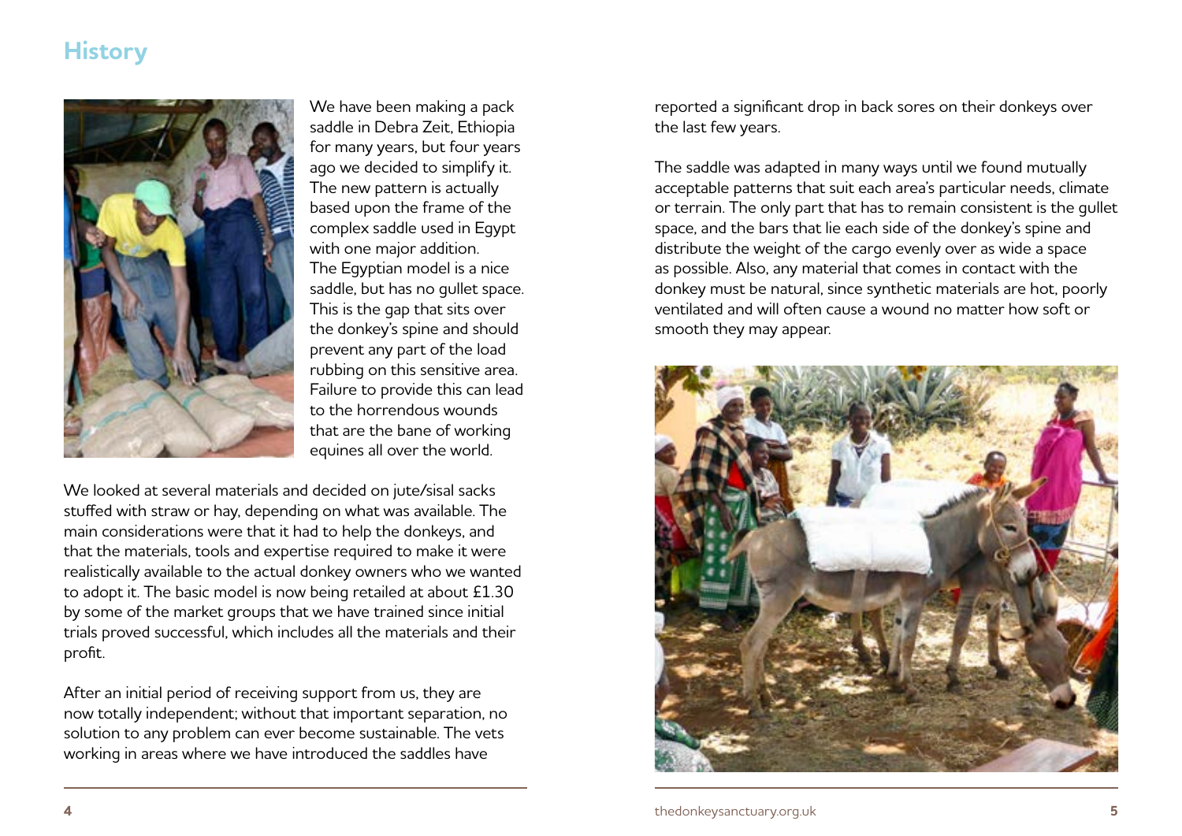# History

We have been making a pack saddle in Debra Zeit, Ethiopia for many years, but four years ago we decided to simplify it. The new pattern is actually based upon the frame of the complex saddle used in Egypt with one major addition. The Egyptian model is a nice saddle, but has no gullet space. This is the gap that sits over the donkey's spine and should prevent any part of the load rubbing on this sensitive area. Failure to provide this can lead to the horrendous wounds that are the bane of working equines all over the world.

We looked at several materials and decided on jute/sisal sacks stuffed with straw or hay, depending on what was available. The main considerations were that it had to help the donkeys, and that the materials, tools and expertise required to make it were realistically available to the actual donkey owners who we wanted to adopt it. The basic model is now being retailed at about £1.30 by some of the market groups that we have trained since initial trials proved successful, which includes all the materials and their profit.

After an initial period of receiving support from us, they are now totally independent; without that important separation, no solution to any problem can ever become sustainable. The vets working in areas where we have introduced the saddles have reported a significant drop in back sores on their donkeys over the last few years.

The saddle was adapted in many ways until we found mutually acceptable patterns that suit each area's particular needs, climate or terrain. The only part that has to remain consistent is the gullet space, and the bars that lie each side of the donkey's spine and distribute the weight of the cargo evenly over as wide a space as possible. Also, any material that comes in contact with the donkey must be natural, since synthetic materials are hot, poorly ventilated and will often cause a wound no matter how soft or smooth they may appear.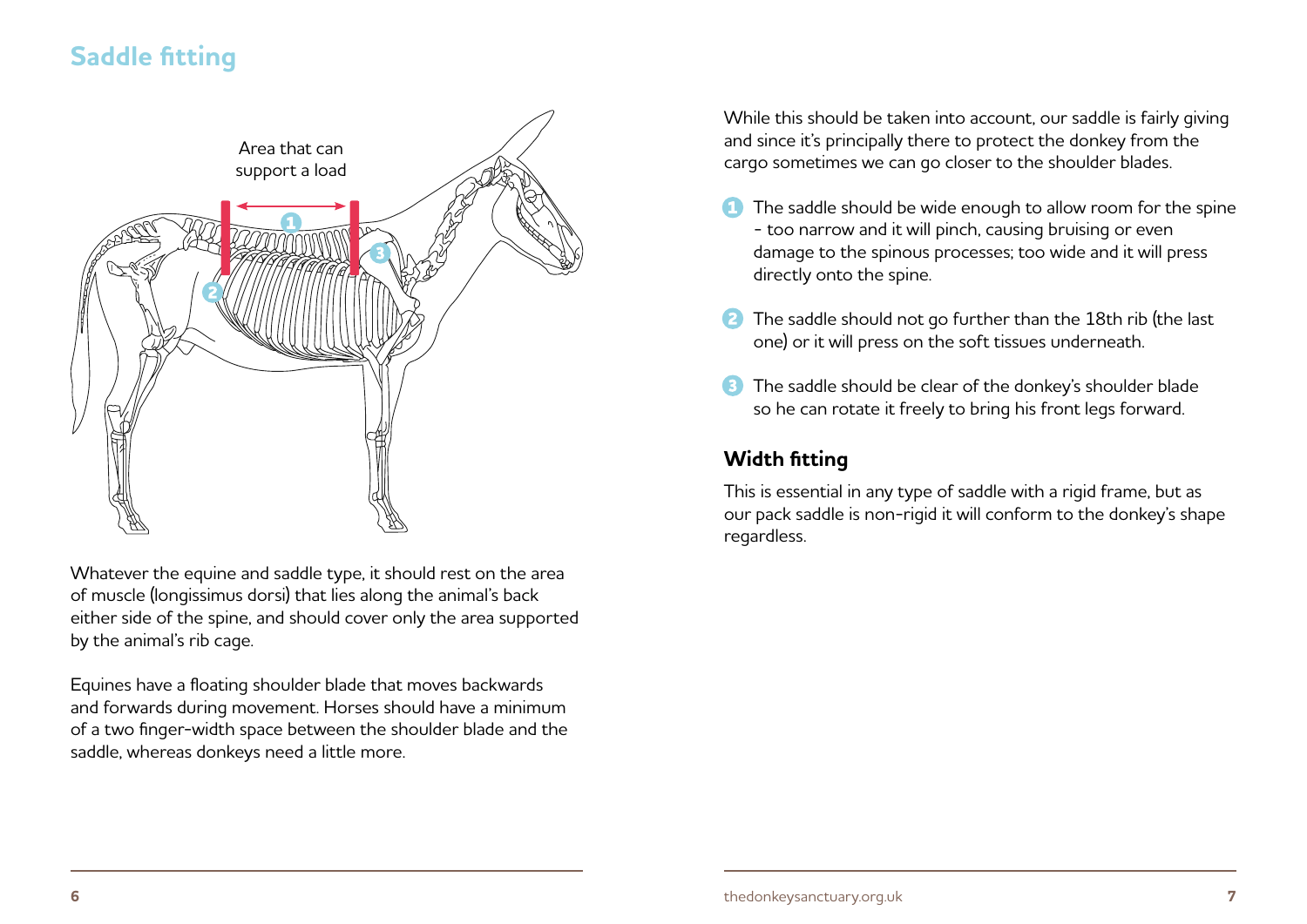## Saddle fitting

Area that can support a load

Whatever the equine and saddle type, it should rest on the area of muscle (longissimus dorsi) that lies along the animal's back either side of the spine, and should cover only the area supported by the animal's rib cage.

Equines have a floating shoulder blade that moves backwards and forwards during movement. Horses should have a minimum of a two finger-width space between the shoulder blade and the saddle, whereas donkeys need a little more.

While this should be taken into account, our saddle is fairly giving and since it's principally there to protect the donkey from the cargo sometimes we can go closer to the shoulder blades.

1. The saddle should be wide enough to allow room for the spine - too narrow and it will pinch, causing bruising or even damage to the spinous processes; too wide and it will press directly onto the spine.
2. The saddle should not go further than the 18th rib (the last one) or it will press on the soft tissues underneath.
3. The saddle should be clear of the donkey's shoulder blade so he can rotate it freely to bring his front legs forward.

### Width fitting

This is essential in any type of saddle with a rigid frame, but as our pack saddle is non-rigid it will conform to the donkey's shape regardless.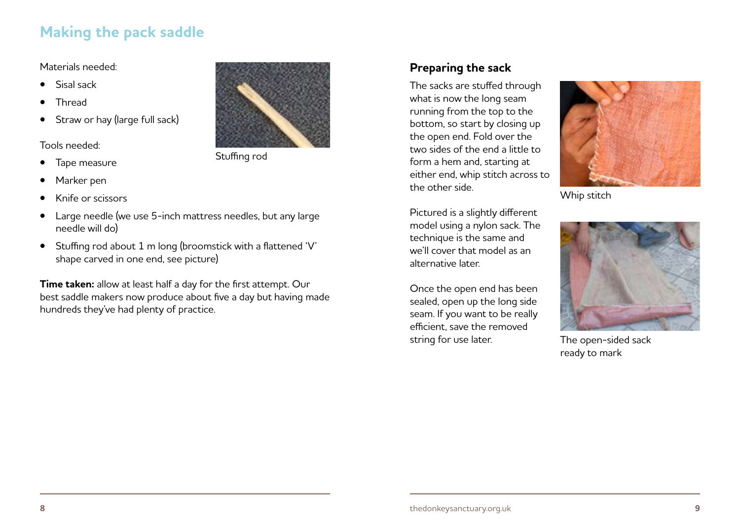## Making the pack saddle

Materials needed:

- Sisal sack
- Thread
- Straw or hay (large full sack)

Tools needed:

- Tape measure
- Marker pen
- Knife or scissors
- Large needle (we use 5-inch mattress needles, but any large needle will do)
- Stuffing rod about 1 m long (broomstick with a flattened 'V' shape carved in one end, see picture)

Stuffing rod

**Time taken:** allow at least half a day for the first attempt. Our best saddle makers now produce about five a day but having made hundreds they've had plenty of practice.

### Preparing the sack

The sacks are stuffed through what is now the long seam running from the top to the bottom, so start by closing up the open end. Fold over the two sides of the end a little to form a hem and, starting at either end, whip stitch across to the other side.

Whip stitch

Pictured is a slightly different model using a nylon sack. The technique is the same and we'll cover that model as an alternative later.

Once the open end has been sealed, open up the long side seam. If you want to be really efficient, save the removed string for use later.

The open-sided sack ready to mark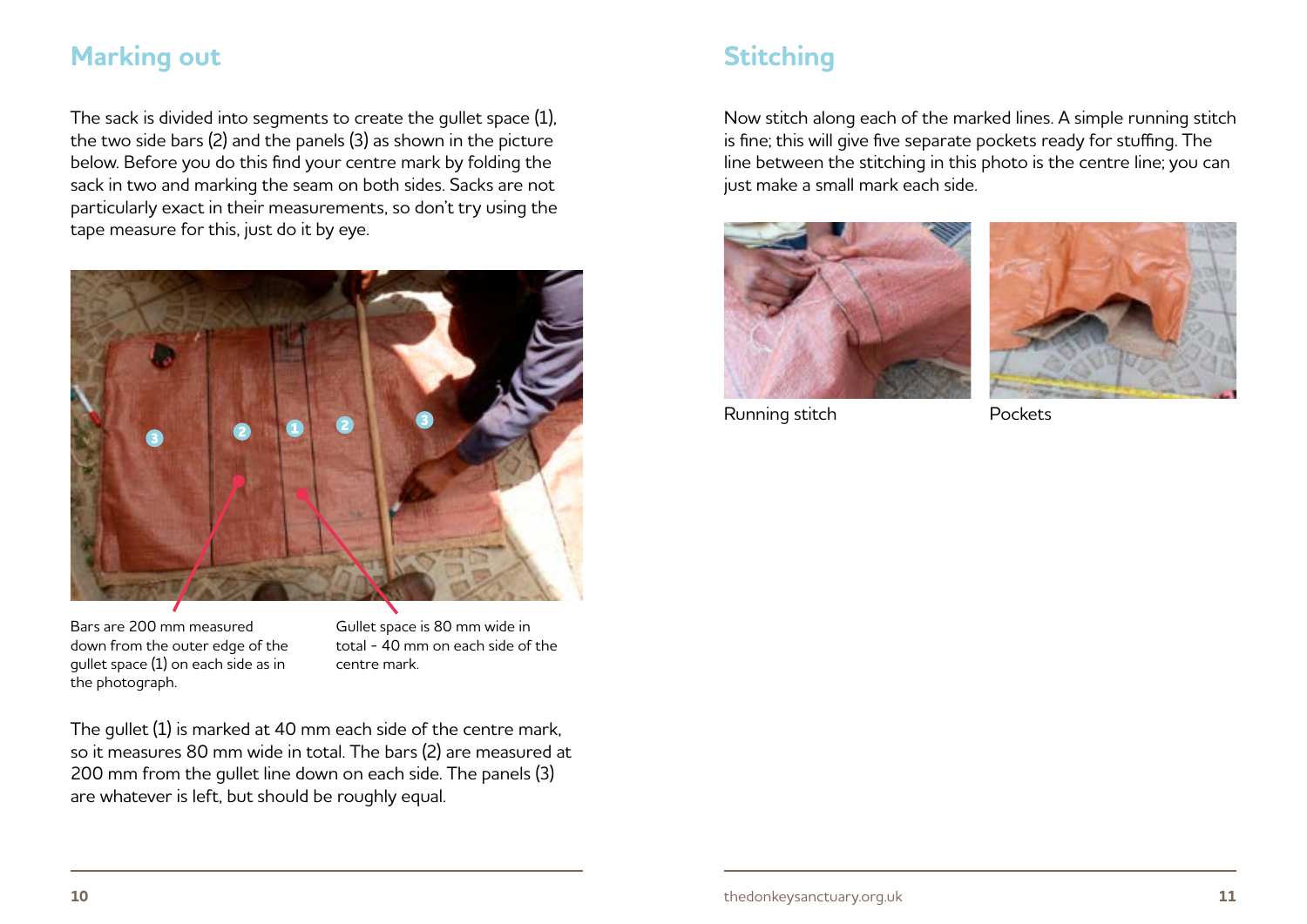## Marking out

The sack is divided into segments to create the gullet space (1), the two side bars (2) and the panels (3) as shown in the picture below. Before you do this find your centre mark by folding the sack in two and marking the seam on both sides. Sacks are not particularly exact in their measurements, so don't try using the tape measure for this, just do it by eye.

Bars are 200 mm measured down from the outer edge of the gullet space (1) on each side as in the photograph.

Gullet space is 80 mm wide in total - 40 mm on each side of the centre mark.

The gullet (1) is marked at 40 mm each side of the centre mark, so it measures 80 mm wide in total. The bars (2) are measured at 200 mm from the gullet line down on each side. The panels (3) are whatever is left, but should be roughly equal.

## Stitching

Now stitch along each of the marked lines. A simple running stitch is fine; this will give five separate pockets ready for stuffing. The line between the stitching in this photo is the centre line; you can just make a small mark each side.

Running stitch

Pockets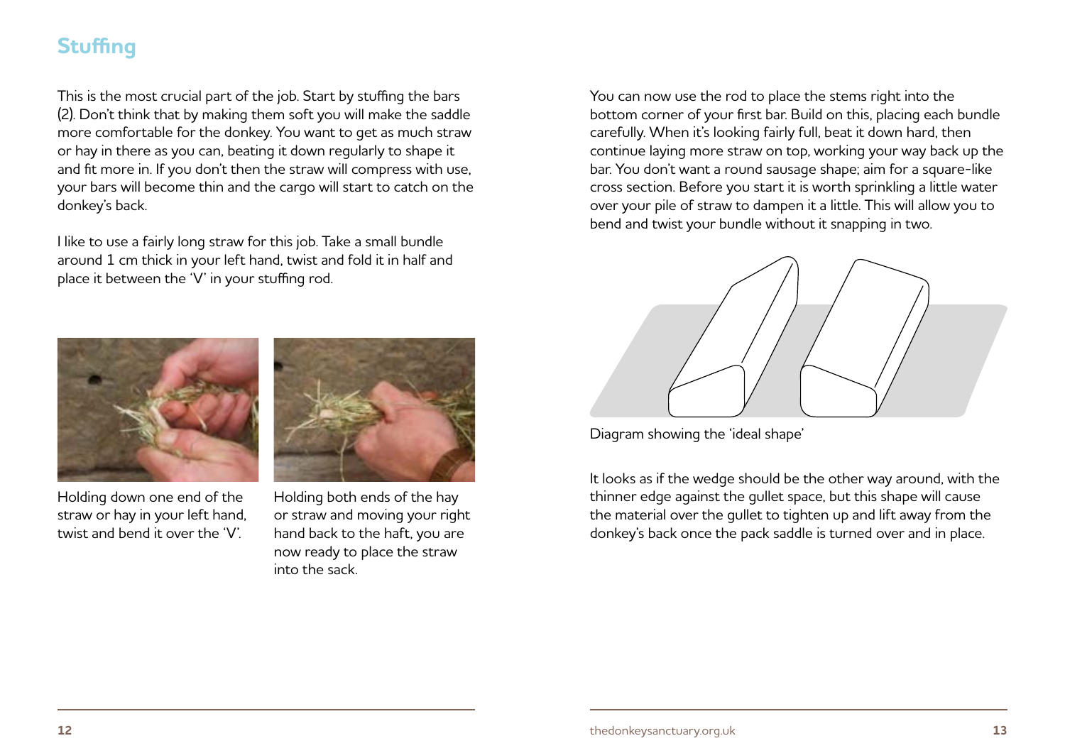## Stuffing

This is the most crucial part of the job. Start by stuffing the bars (2). Don't think that by making them soft you will make the saddle more comfortable for the donkey. You want to get as much straw or hay in there as you can, beating it down regularly to shape it and fit more in. If you don't then the straw will compress with use, your bars will become thin and the cargo will start to catch on the donkey's back.

I like to use a fairly long straw for this job. Take a small bundle around 1 cm thick in your left hand, twist and fold it in half and place it between the 'V' in your stuffing rod.

Holding down one end of the straw or hay in your left hand, twist and bend it over the 'V'.

Holding both ends of the hay or straw and moving your right hand back to the haft, you are now ready to place the straw into the sack.

You can now use the rod to place the stems right into the bottom corner of your first bar. Build on this, placing each bundle carefully. When it's looking fairly full, beat it down hard, then continue laying more straw on top, working your way back up the bar. You don't want a round sausage shape; aim for a square-like cross section. Before you start it is worth sprinkling a little water over your pile of straw to dampen it a little. This will allow you to bend and twist your bundle without it snapping in two.

Diagram showing the 'ideal shape'

It looks as if the wedge should be the other way around, with the thinner edge against the gullet space, but this shape will cause the material over the gullet to tighten up and lift away from the donkey's back once the pack saddle is turned over and in place.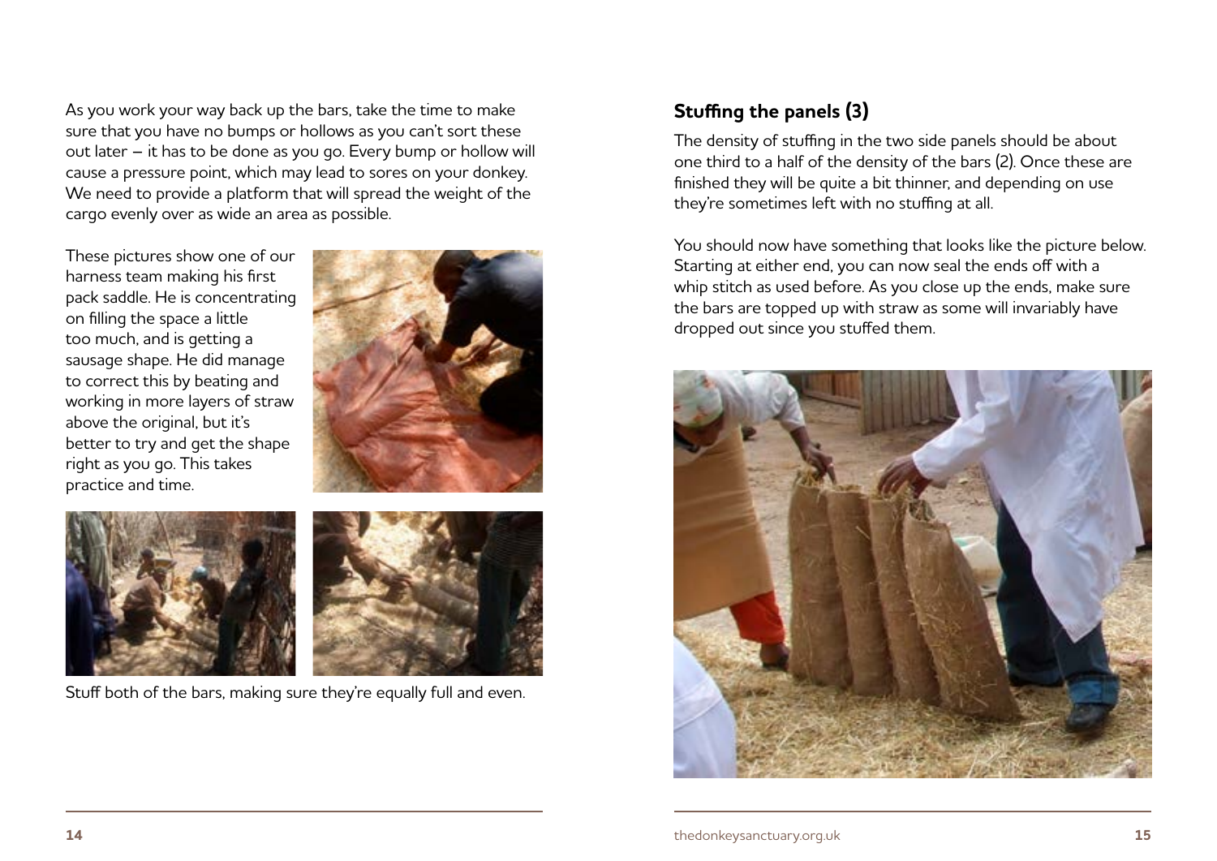As you work your way back up the bars, take the time to make sure that you have no bumps or hollows as you can't sort these out later – it has to be done as you go. Every bump or hollow will cause a pressure point, which may lead to sores on your donkey. We need to provide a platform that will spread the weight of the cargo evenly over as wide an area as possible.

These pictures show one of our harness team making his first pack saddle. He is concentrating on filling the space a little too much, and is getting a sausage shape. He did manage to correct this by beating and working in more layers of straw above the original, but it's better to try and get the shape right as you go. This takes practice and time.

Stuff both of the bars, making sure they're equally full and even.

## Stuffing the panels (3)

The density of stuffing in the two side panels should be about one third to a half of the density of the bars (2). Once these are finished they will be quite a bit thinner, and depending on use they're sometimes left with no stuffing at all.

You should now have something that looks like the picture below. Starting at either end, you can now seal the ends off with a whip stitch as used before. As you close up the ends, make sure the bars are topped up with straw as some will invariably have dropped out since you stuffed them.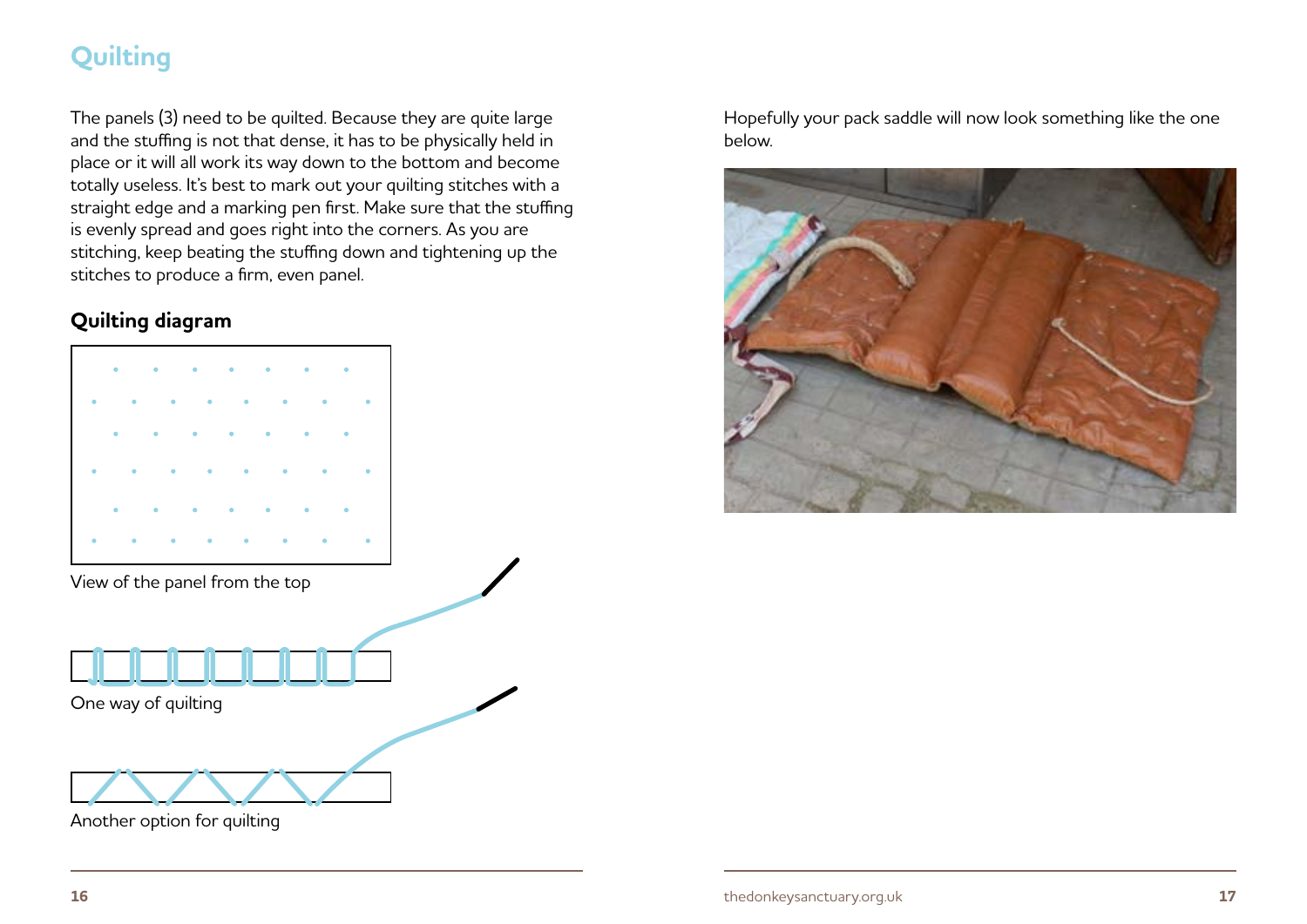## Quilting

The panels (3) need to be quilted. Because they are quite large and the stuffing is not that dense, it has to be physically held in place or it will all work its way down to the bottom and become totally useless. It's best to mark out your quilting stitches with a straight edge and a marking pen first. Make sure that the stuffing is evenly spread and goes right into the corners. As you are stitching, keep beating the stuffing down and tightening up the stitches to produce a firm, even panel.

### Quilting diagram

View of the panel from the top

One way of quilting

Another option for quilting

Hopefully your pack saddle will now look something like the one below.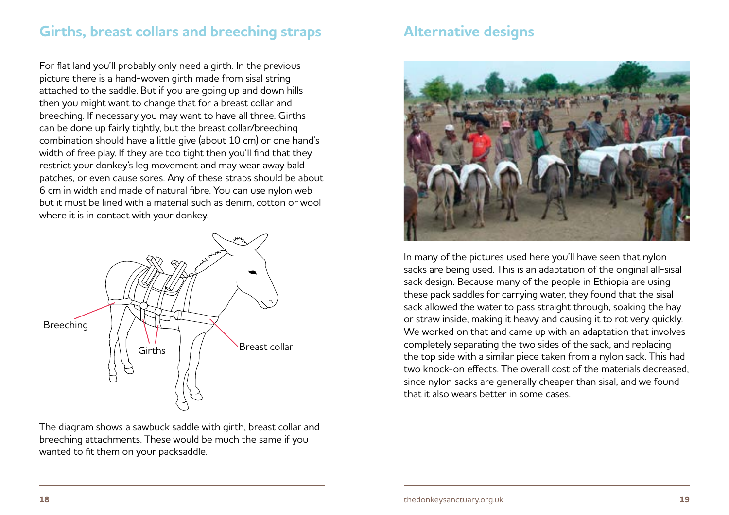## Girths, breast collars and breeching straps

For flat land you'll probably only need a girth. In the previous picture there is a hand-woven girth made from sisal string attached to the saddle. But if you are going up and down hills then you might want to change that for a breast collar and breeching. If necessary you may want to have all three. Girths can be done up fairly tightly, but the breast collar/breeching combination should have a little give (about 10 cm) or one hand's width of free play. If they are too tight then you'll find that they restrict your donkey's leg movement and may wear away bald patches, or even cause sores. Any of these straps should be about 6 cm in width and made of natural fibre. You can use nylon web but it must be lined with a material such as denim, cotton or wool where it is in contact with your donkey.

Breeching

Girths

Breast collar

The diagram shows a sawbuck saddle with girth, breast collar and breeching attachments. These would be much the same if you wanted to fit them on your packsaddle.

## Alternative designs

In many of the pictures used here you'll have seen that nylon sacks are being used. This is an adaptation of the original all-sisal sack design. Because many of the people in Ethiopia are using these pack saddles for carrying water, they found that the sisal sack allowed the water to pass straight through, soaking the hay or straw inside, making it heavy and causing it to rot very quickly. We worked on that and came up with an adaptation that involves completely separating the two sides of the sack, and replacing the top side with a similar piece taken from a nylon sack. This had two knock-on effects. The overall cost of the materials decreased, since nylon sacks are generally cheaper than sisal, and we found that it also wears better in some cases.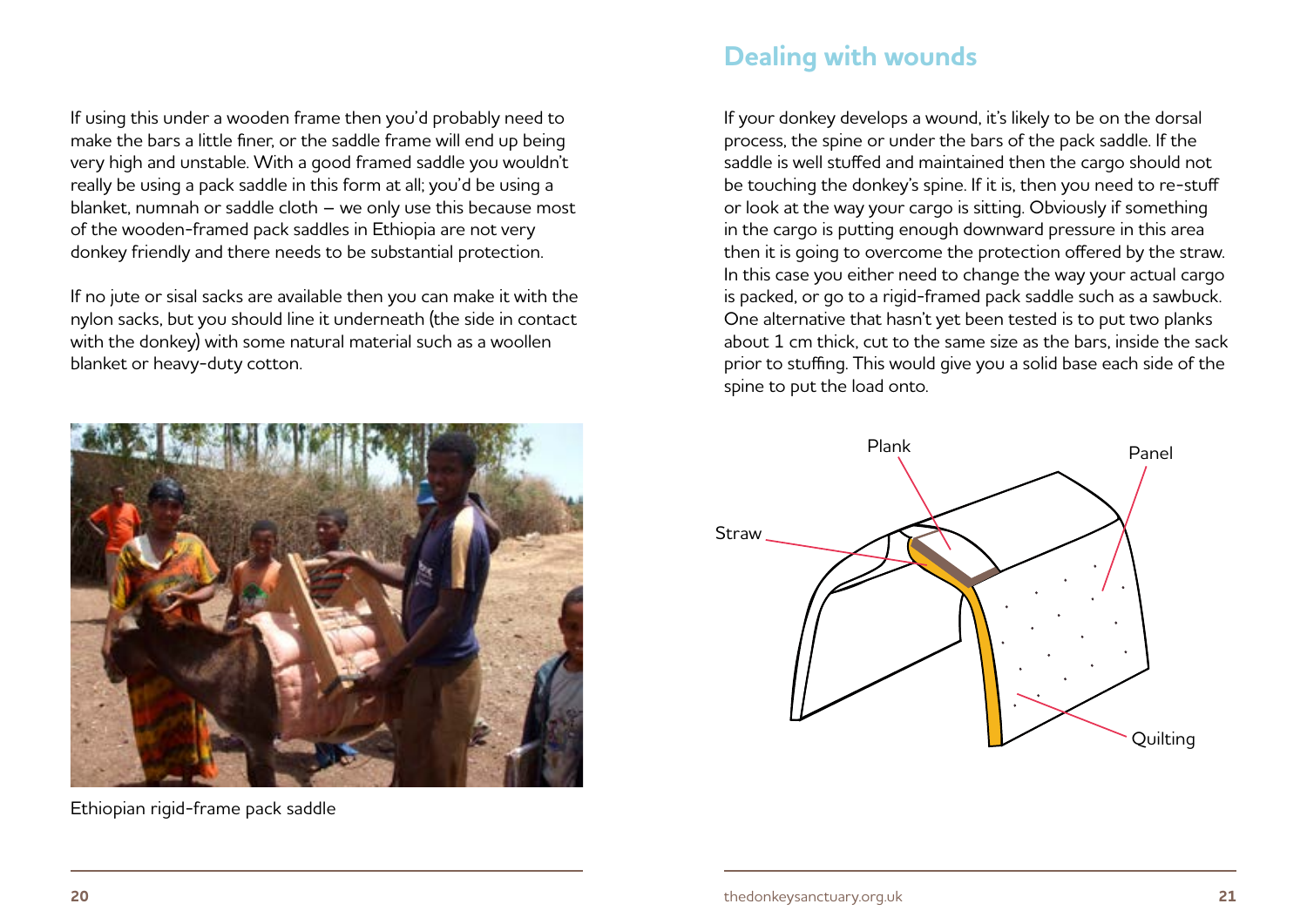If using this under a wooden frame then you'd probably need to make the bars a little finer, or the saddle frame will end up being very high and unstable. With a good framed saddle you wouldn't really be using a pack saddle in this form at all; you'd be using a blanket, numnah or saddle cloth – we only use this because most of the wooden-framed pack saddles in Ethiopia are not very donkey friendly and there needs to be substantial protection.

If no jute or sisal sacks are available then you can make it with the nylon sacks, but you should line it underneath (the side in contact with the donkey) with some natural material such as a woollen blanket or heavy-duty cotton.

Ethiopian rigid-frame pack saddle

## Dealing with wounds

If your donkey develops a wound, it's likely to be on the dorsal process, the spine or under the bars of the pack saddle. If the saddle is well stuffed and maintained then the cargo should not be touching the donkey's spine. If it is, then you need to re-stuff or look at the way your cargo is sitting. Obviously if something in the cargo is putting enough downward pressure in this area then it is going to overcome the protection offered by the straw. In this case you either need to change the way your actual cargo is packed, or go to a rigid-framed pack saddle such as a sawbuck. One alternative that hasn't yet been tested is to put two planks about 1 cm thick, cut to the same size as the bars, inside the sack prior to stuffing. This would give you a solid base each side of the spine to put the load onto.

Plank

Panel

Straw

Quilting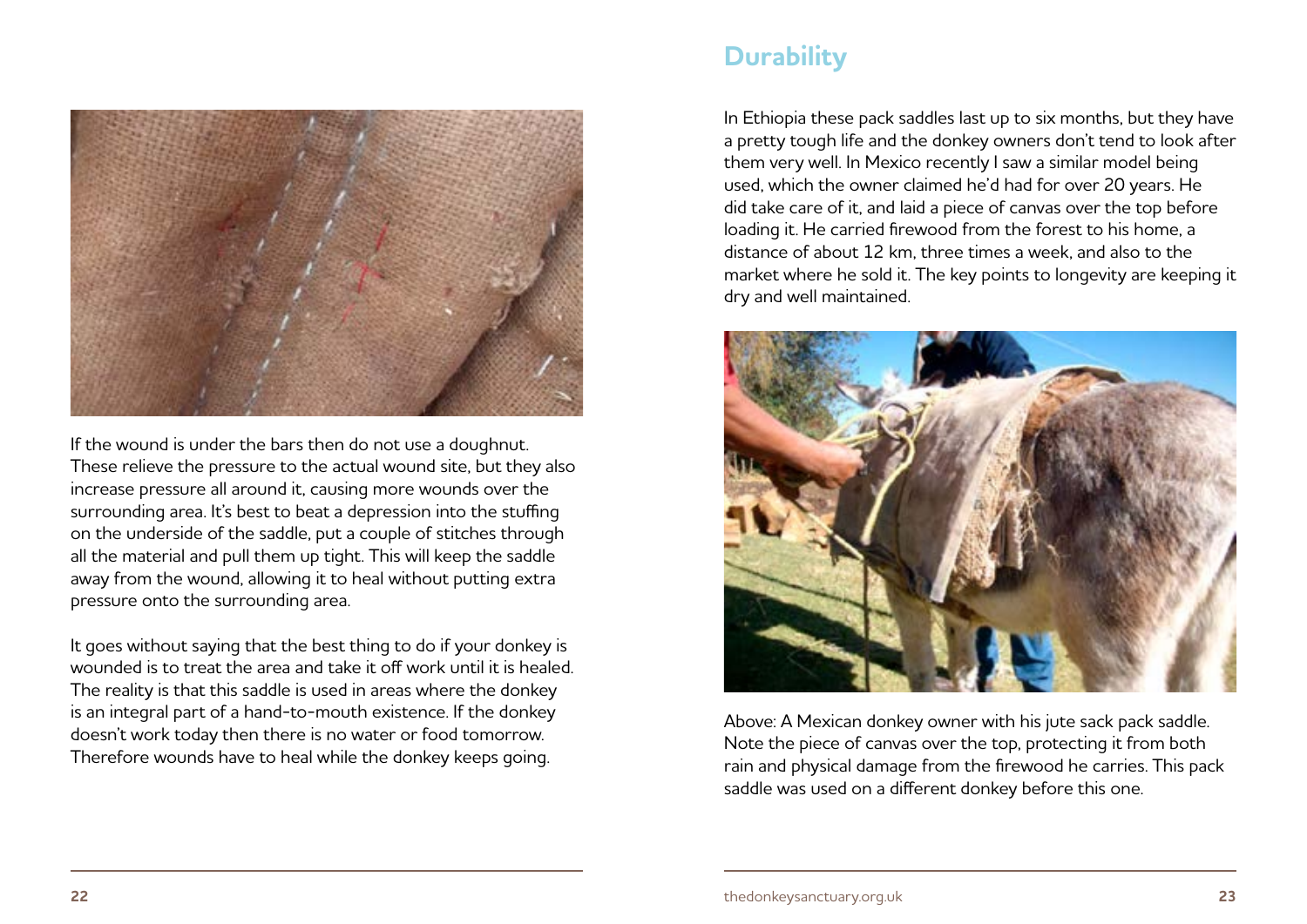If the wound is under the bars then do not use a doughnut. These relieve the pressure to the actual wound site, but they also increase pressure all around it, causing more wounds over the surrounding area. It's best to beat a depression into the stuffing on the underside of the saddle, put a couple of stitches through all the material and pull them up tight. This will keep the saddle away from the wound, allowing it to heal without putting extra pressure onto the surrounding area.

It goes without saying that the best thing to do if your donkey is wounded is to treat the area and take it off work until it is healed. The reality is that this saddle is used in areas where the donkey is an integral part of a hand-to-mouth existence. If the donkey doesn't work today then there is no water or food tomorrow. Therefore wounds have to heal while the donkey keeps going.

## Durability

In Ethiopia these pack saddles last up to six months, but they have a pretty tough life and the donkey owners don't tend to look after them very well. In Mexico recently I saw a similar model being used, which the owner claimed he'd had for over 20 years. He did take care of it, and laid a piece of canvas over the top before loading it. He carried firewood from the forest to his home, a distance of about 12 km, three times a week, and also to the market where he sold it. The key points to longevity are keeping it dry and well maintained.

Above: A Mexican donkey owner with his jute sack pack saddle. Note the piece of canvas over the top, protecting it from both rain and physical damage from the firewood he carries. This pack saddle was used on a different donkey before this one.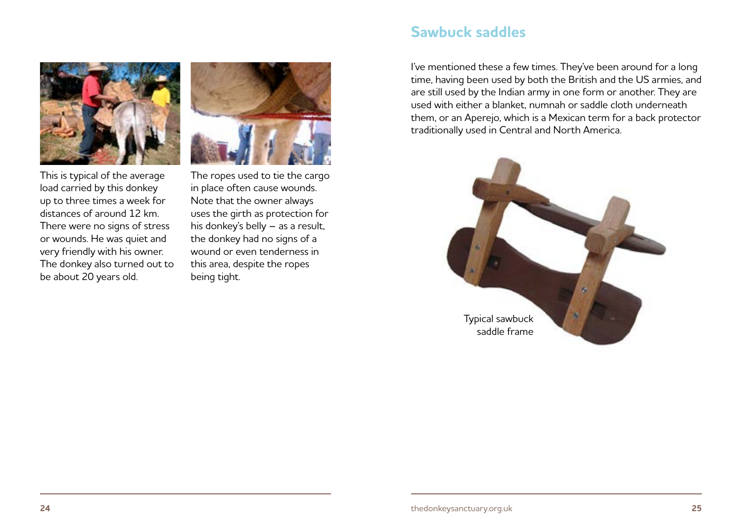This is typical of the average load carried by this donkey up to three times a week for distances of around 12 km. There were no signs of stress or wounds. He was quiet and very friendly with his owner. The donkey also turned out to be about 20 years old.

The ropes used to tie the cargo in place often cause wounds. Note that the owner always uses the girth as protection for his donkey's belly – as a result, the donkey had no signs of a wound or even tenderness in this area, despite the ropes being tight.

## Sawbuck saddles

I've mentioned these a few times. They've been around for a long time, having been used by both the British and the US armies, and are still used by the Indian army in one form or another. They are used with either a blanket, numnah or saddle cloth underneath them, or an Aperejo, which is a Mexican term for a back protector traditionally used in Central and North America.

Typical sawbuck saddle frame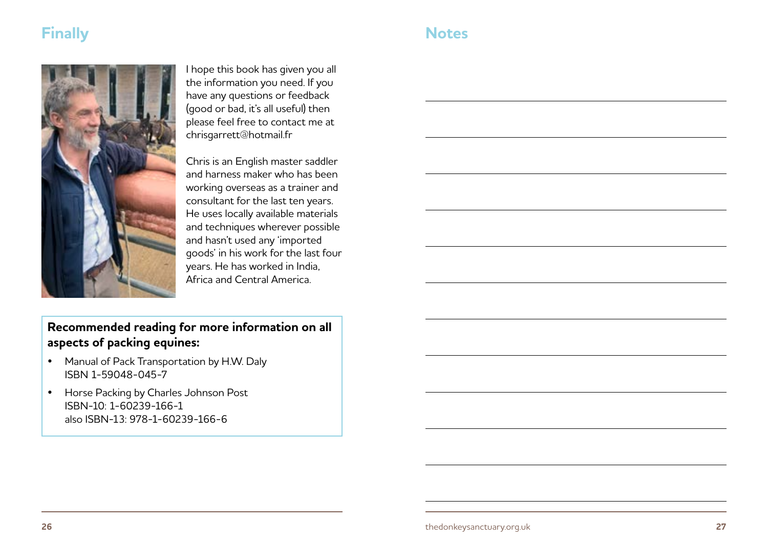## Finally

I hope this book has given you all the information you need. If you have any questions or feedback (good or bad, it's all useful) then please feel free to contact me at chrisgarrett@hotmail.fr

Chris is an English master saddler and harness maker who has been working overseas as a trainer and consultant for the last ten years. He uses locally available materials and techniques wherever possible and hasn't used any 'imported goods' in his work for the last four years. He has worked in India, Africa and Central America.

**Recommended reading for more information on all aspects of packing equines:**

- Manual of Pack Transportation by H.W. Daly
  ISBN 1-59048-045-7
- Horse Packing by Charles Johnson Post
  ISBN-10: 1-60239-166-1
  also ISBN-13: 978-1-60239-166-6

## Notes

thedonkeysanctuary.org.uk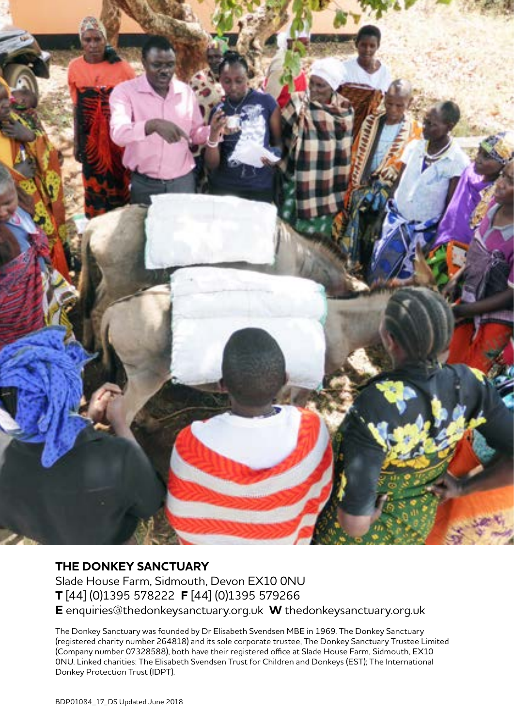**THE DONKEY SANCTUARY**

Slade House Farm, Sidmouth, Devon EX10 0NU
**T** [44] (0)1395 578222 **F** [44] (0)1395 579266
**E** enquiries@thedonkeysanctuary.org.uk **W** thedonkeysanctuary.org.uk

The Donkey Sanctuary was founded by Dr Elisabeth Svendsen MBE in 1969. The Donkey Sanctuary (registered charity number 264818) and its sole corporate trustee, The Donkey Sanctuary Trustee Limited (Company number 07328588), both have their registered office at Slade House Farm, Sidmouth, EX10 0NU. Linked charities: The Elisabeth Svendsen Trust for Children and Donkeys (EST); The International Donkey Protection Trust (IDPT).

BDP01084_17_DS Updated June 2018